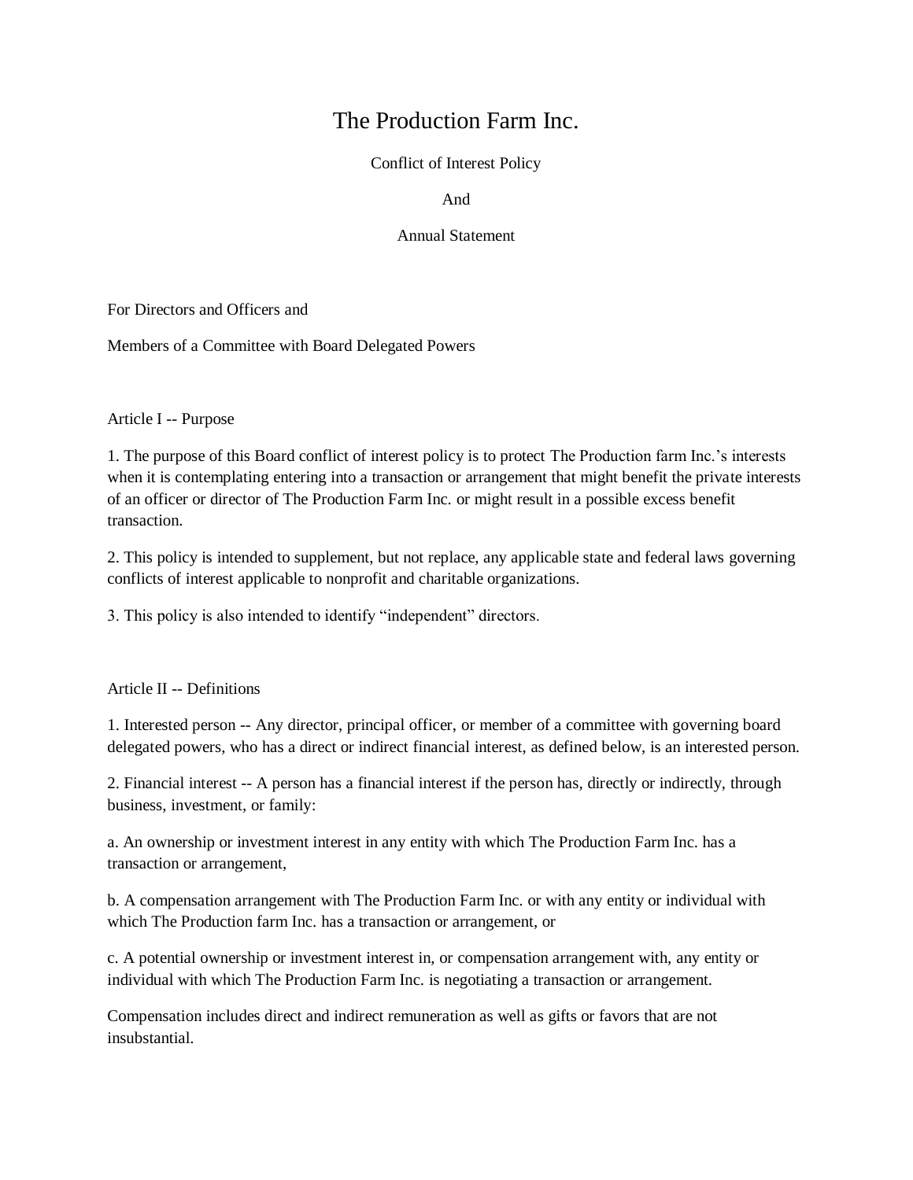# The Production Farm Inc.

Conflict of Interest Policy

And

Annual Statement

For Directors and Officers and

Members of a Committee with Board Delegated Powers

## Article I -- Purpose

1. The purpose of this Board conflict of interest policy is to protect The Production farm Inc.'s interests when it is contemplating entering into a transaction or arrangement that might benefit the private interests of an officer or director of The Production Farm Inc. or might result in a possible excess benefit transaction.

2. This policy is intended to supplement, but not replace, any applicable state and federal laws governing conflicts of interest applicable to nonprofit and charitable organizations.

3. This policy is also intended to identify "independent" directors.

## Article II -- Definitions

1. Interested person -- Any director, principal officer, or member of a committee with governing board delegated powers, who has a direct or indirect financial interest, as defined below, is an interested person.

2. Financial interest -- A person has a financial interest if the person has, directly or indirectly, through business, investment, or family:

a. An ownership or investment interest in any entity with which The Production Farm Inc. has a transaction or arrangement,

b. A compensation arrangement with The Production Farm Inc. or with any entity or individual with which The Production farm Inc. has a transaction or arrangement, or

c. A potential ownership or investment interest in, or compensation arrangement with, any entity or individual with which The Production Farm Inc. is negotiating a transaction or arrangement.

Compensation includes direct and indirect remuneration as well as gifts or favors that are not insubstantial.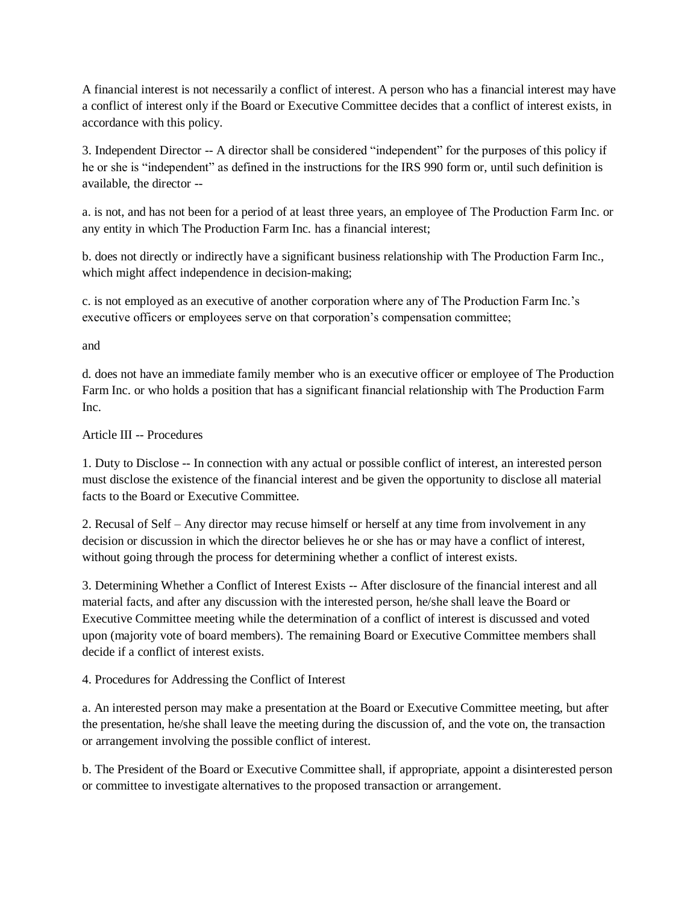A financial interest is not necessarily a conflict of interest. A person who has a financial interest may have a conflict of interest only if the Board or Executive Committee decides that a conflict of interest exists, in accordance with this policy.

3. Independent Director -- A director shall be considered "independent" for the purposes of this policy if he or she is "independent" as defined in the instructions for the IRS 990 form or, until such definition is available, the director --

a. is not, and has not been for a period of at least three years, an employee of The Production Farm Inc. or any entity in which The Production Farm Inc. has a financial interest;

b. does not directly or indirectly have a significant business relationship with The Production Farm Inc., which might affect independence in decision-making;

c. is not employed as an executive of another corporation where any of The Production Farm Inc.'s executive officers or employees serve on that corporation's compensation committee;

and

d. does not have an immediate family member who is an executive officer or employee of The Production Farm Inc. or who holds a position that has a significant financial relationship with The Production Farm Inc.

## Article III -- Procedures

1. Duty to Disclose -- In connection with any actual or possible conflict of interest, an interested person must disclose the existence of the financial interest and be given the opportunity to disclose all material facts to the Board or Executive Committee.

2. Recusal of Self – Any director may recuse himself or herself at any time from involvement in any decision or discussion in which the director believes he or she has or may have a conflict of interest, without going through the process for determining whether a conflict of interest exists.

3. Determining Whether a Conflict of Interest Exists -- After disclosure of the financial interest and all material facts, and after any discussion with the interested person, he/she shall leave the Board or Executive Committee meeting while the determination of a conflict of interest is discussed and voted upon (majority vote of board members). The remaining Board or Executive Committee members shall decide if a conflict of interest exists.

4. Procedures for Addressing the Conflict of Interest

a. An interested person may make a presentation at the Board or Executive Committee meeting, but after the presentation, he/she shall leave the meeting during the discussion of, and the vote on, the transaction or arrangement involving the possible conflict of interest.

b. The President of the Board or Executive Committee shall, if appropriate, appoint a disinterested person or committee to investigate alternatives to the proposed transaction or arrangement.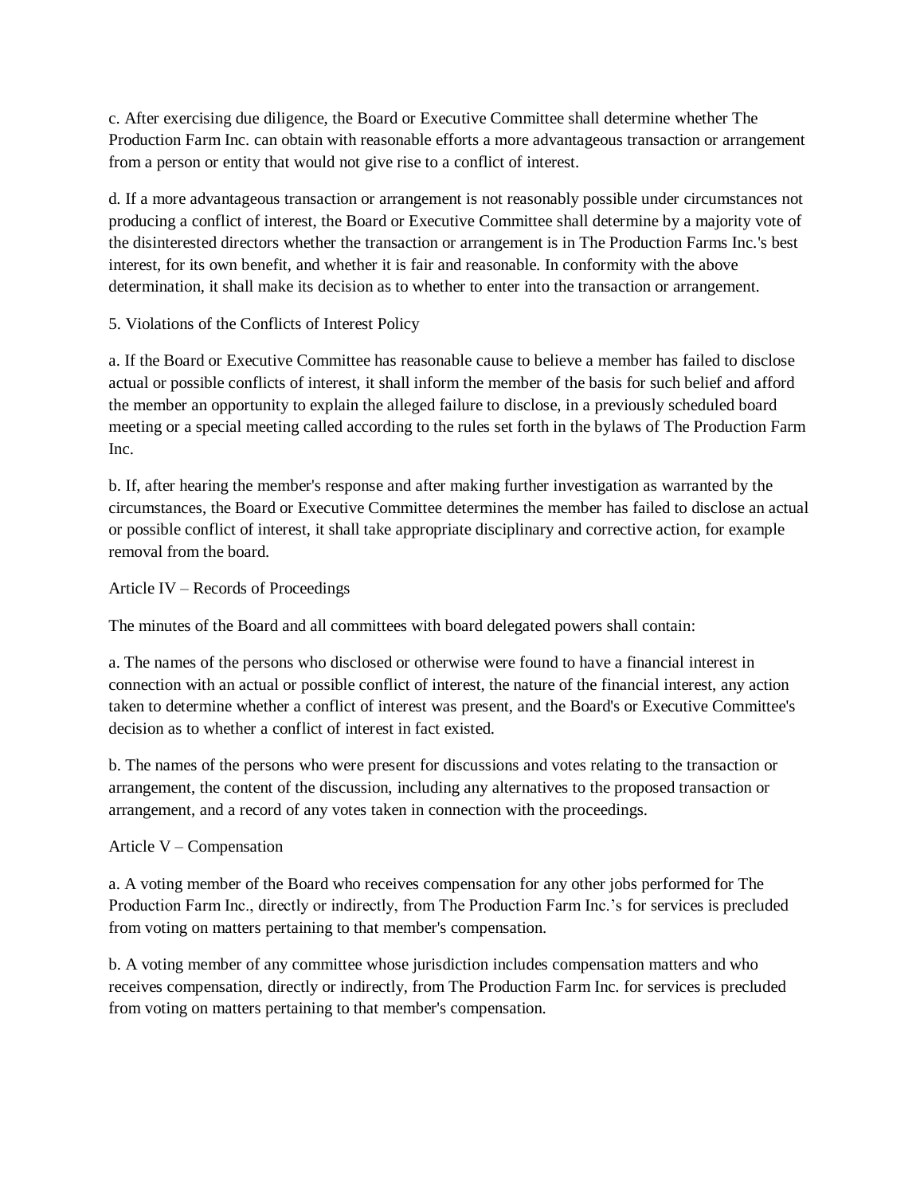c. After exercising due diligence, the Board or Executive Committee shall determine whether The Production Farm Inc. can obtain with reasonable efforts a more advantageous transaction or arrangement from a person or entity that would not give rise to a conflict of interest.

d. If a more advantageous transaction or arrangement is not reasonably possible under circumstances not producing a conflict of interest, the Board or Executive Committee shall determine by a majority vote of the disinterested directors whether the transaction or arrangement is in The Production Farms Inc.'s best interest, for its own benefit, and whether it is fair and reasonable. In conformity with the above determination, it shall make its decision as to whether to enter into the transaction or arrangement.

5. Violations of the Conflicts of Interest Policy

a. If the Board or Executive Committee has reasonable cause to believe a member has failed to disclose actual or possible conflicts of interest, it shall inform the member of the basis for such belief and afford the member an opportunity to explain the alleged failure to disclose, in a previously scheduled board meeting or a special meeting called according to the rules set forth in the bylaws of The Production Farm Inc.

b. If, after hearing the member's response and after making further investigation as warranted by the circumstances, the Board or Executive Committee determines the member has failed to disclose an actual or possible conflict of interest, it shall take appropriate disciplinary and corrective action, for example removal from the board.

## Article IV – Records of Proceedings

The minutes of the Board and all committees with board delegated powers shall contain:

a. The names of the persons who disclosed or otherwise were found to have a financial interest in connection with an actual or possible conflict of interest, the nature of the financial interest, any action taken to determine whether a conflict of interest was present, and the Board's or Executive Committee's decision as to whether a conflict of interest in fact existed.

b. The names of the persons who were present for discussions and votes relating to the transaction or arrangement, the content of the discussion, including any alternatives to the proposed transaction or arrangement, and a record of any votes taken in connection with the proceedings.

## Article V – Compensation

a. A voting member of the Board who receives compensation for any other jobs performed for The Production Farm Inc., directly or indirectly, from The Production Farm Inc.'s for services is precluded from voting on matters pertaining to that member's compensation.

b. A voting member of any committee whose jurisdiction includes compensation matters and who receives compensation, directly or indirectly, from The Production Farm Inc. for services is precluded from voting on matters pertaining to that member's compensation.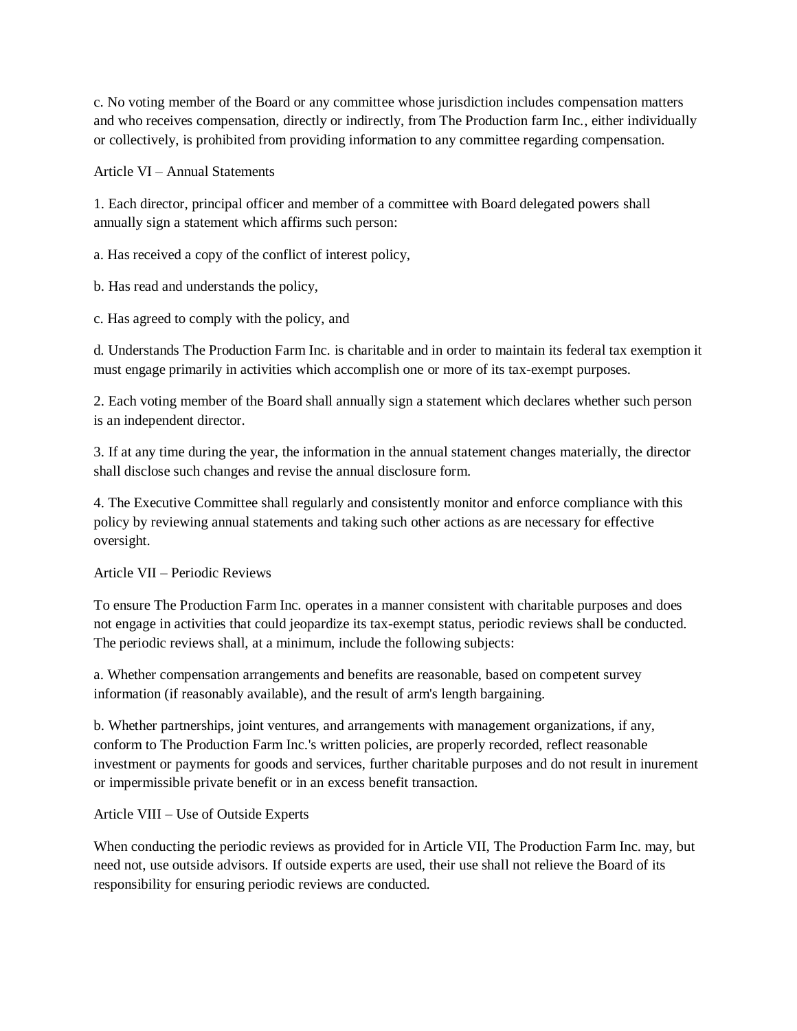c. No voting member of the Board or any committee whose jurisdiction includes compensation matters and who receives compensation, directly or indirectly, from The Production farm Inc., either individually or collectively, is prohibited from providing information to any committee regarding compensation.

Article VI – Annual Statements

1. Each director, principal officer and member of a committee with Board delegated powers shall annually sign a statement which affirms such person:

a. Has received a copy of the conflict of interest policy,

b. Has read and understands the policy,

c. Has agreed to comply with the policy, and

d. Understands The Production Farm Inc. is charitable and in order to maintain its federal tax exemption it must engage primarily in activities which accomplish one or more of its tax-exempt purposes.

2. Each voting member of the Board shall annually sign a statement which declares whether such person is an independent director.

3. If at any time during the year, the information in the annual statement changes materially, the director shall disclose such changes and revise the annual disclosure form.

4. The Executive Committee shall regularly and consistently monitor and enforce compliance with this policy by reviewing annual statements and taking such other actions as are necessary for effective oversight.

Article VII – Periodic Reviews

To ensure The Production Farm Inc. operates in a manner consistent with charitable purposes and does not engage in activities that could jeopardize its tax-exempt status, periodic reviews shall be conducted. The periodic reviews shall, at a minimum, include the following subjects:

a. Whether compensation arrangements and benefits are reasonable, based on competent survey information (if reasonably available), and the result of arm's length bargaining.

b. Whether partnerships, joint ventures, and arrangements with management organizations, if any, conform to The Production Farm Inc.'s written policies, are properly recorded, reflect reasonable investment or payments for goods and services, further charitable purposes and do not result in inurement or impermissible private benefit or in an excess benefit transaction.

Article VIII – Use of Outside Experts

When conducting the periodic reviews as provided for in Article VII, The Production Farm Inc. may, but need not, use outside advisors. If outside experts are used, their use shall not relieve the Board of its responsibility for ensuring periodic reviews are conducted.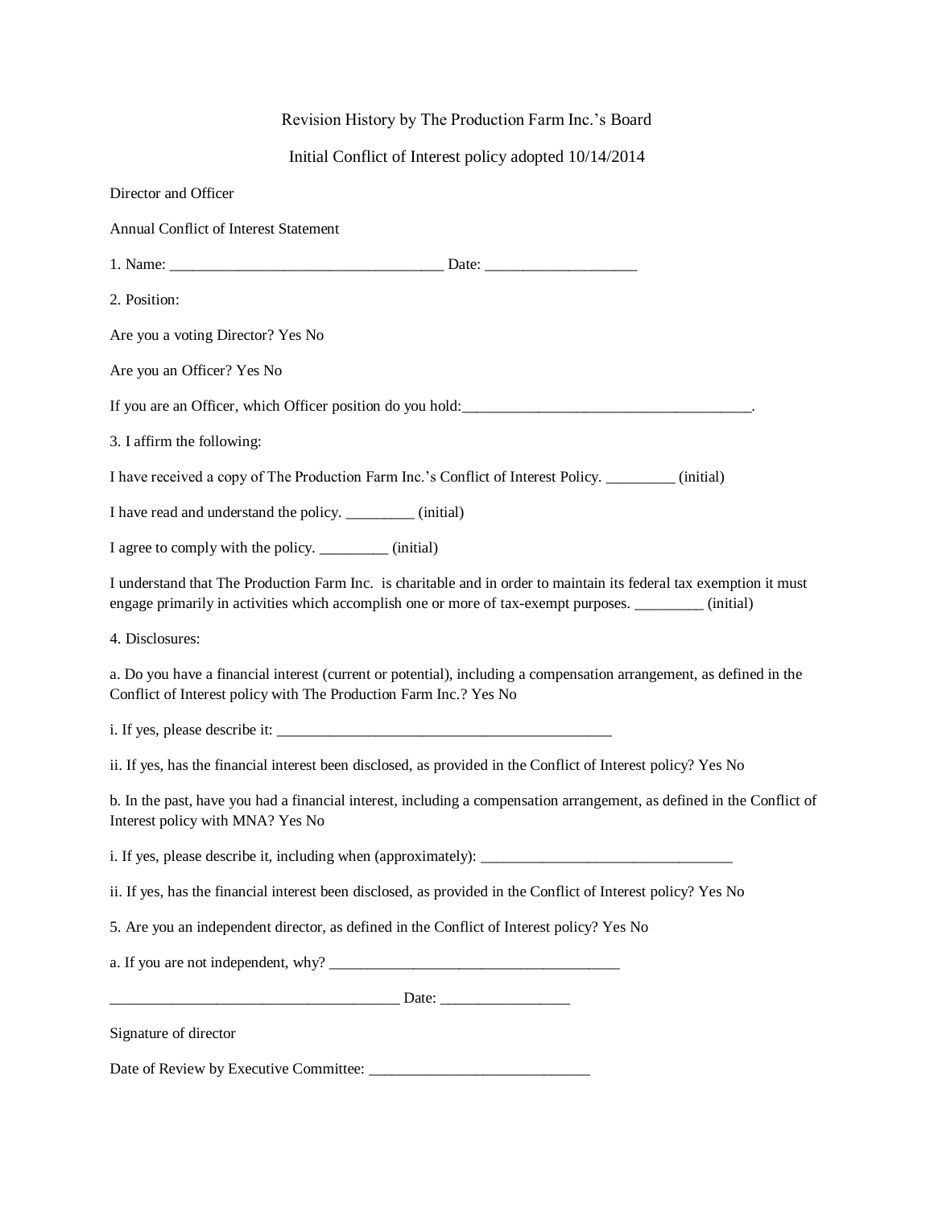Revision History by The Production Farm Inc.'s Board

Initial Conflict of Interest policy adopted 10/14/2014

Director and Officer

Annual Conflict of Interest Statement

1. Name: ____________________________________ Date: ____________________

2. Position:

Are you a voting Director? Yes No

Are you an Officer? Yes No

If you are an Officer, which Officer position do you hold:______________________________________.

3. I affirm the following:

I have received a copy of The Production Farm Inc.'s Conflict of Interest Policy. _________ (initial)

I have read and understand the policy. _________ (initial)

I agree to comply with the policy. _________ (initial)

I understand that The Production Farm Inc. is charitable and in order to maintain its federal tax exemption it must engage primarily in activities which accomplish one or more of tax-exempt purposes. _________ (initial)

4. Disclosures:

a. Do you have a financial interest (current or potential), including a compensation arrangement, as defined in the Conflict of Interest policy with The Production Farm Inc.? Yes No

i. If yes, please describe it: _____________________________________________

ii. If yes, has the financial interest been disclosed, as provided in the Conflict of Interest policy? Yes No

b. In the past, have you had a financial interest, including a compensation arrangement, as defined in the Conflict of Interest policy with MNA? Yes No

i. If yes, please describe it, including when (approximately): _________________________________

ii. If yes, has the financial interest been disclosed, as provided in the Conflict of Interest policy? Yes No

5. Are you an independent director, as defined in the Conflict of Interest policy? Yes No

a. If you are not independent, why? _______________________________________

_____________________________________ Date: _________________

Signature of director

Date of Review by Executive Committee: _____________________________